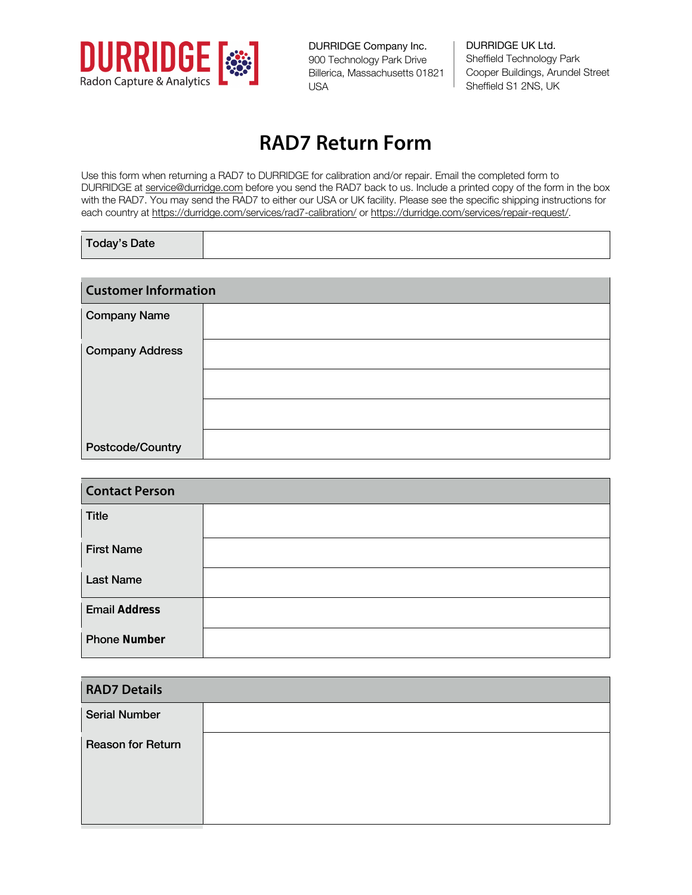**DURRIDGE**
Radon Capture & Analytics

DURRIDGE Company Inc.
900 Technology Park Drive
Billerica, Massachusetts 01821
USA

DURRIDGE UK Ltd.
Sheffield Technology Park
Cooper Buildings, Arundel Street
Sheffield S1 2NS, UK

# RAD7 Return Form

Use this form when returning a RAD7 to DURRIDGE for calibration and/or repair. Email the completed form to DURRIDGE at service@durridge.com before you send the RAD7 back to us. Include a printed copy of the form in the box with the RAD7. You may send the RAD7 to either our USA or UK facility. Please see the specific shipping instructions for each country at https://durridge.com/services/rad7-calibration/ or https://durridge.com/services/repair-request/.

| Today's Date | |
|---|---|

| Customer Information | |
|---|---|
| Company Name | |
| Company Address | |
| | |
| | |
| Postcode/Country | |

| Contact Person | |
|---|---|
| Title | |
| First Name | |
| Last Name | |
| Email Address | |
| Phone Number | |

| RAD7 Details | |
|---|---|
| Serial Number | |
| Reason for Return | |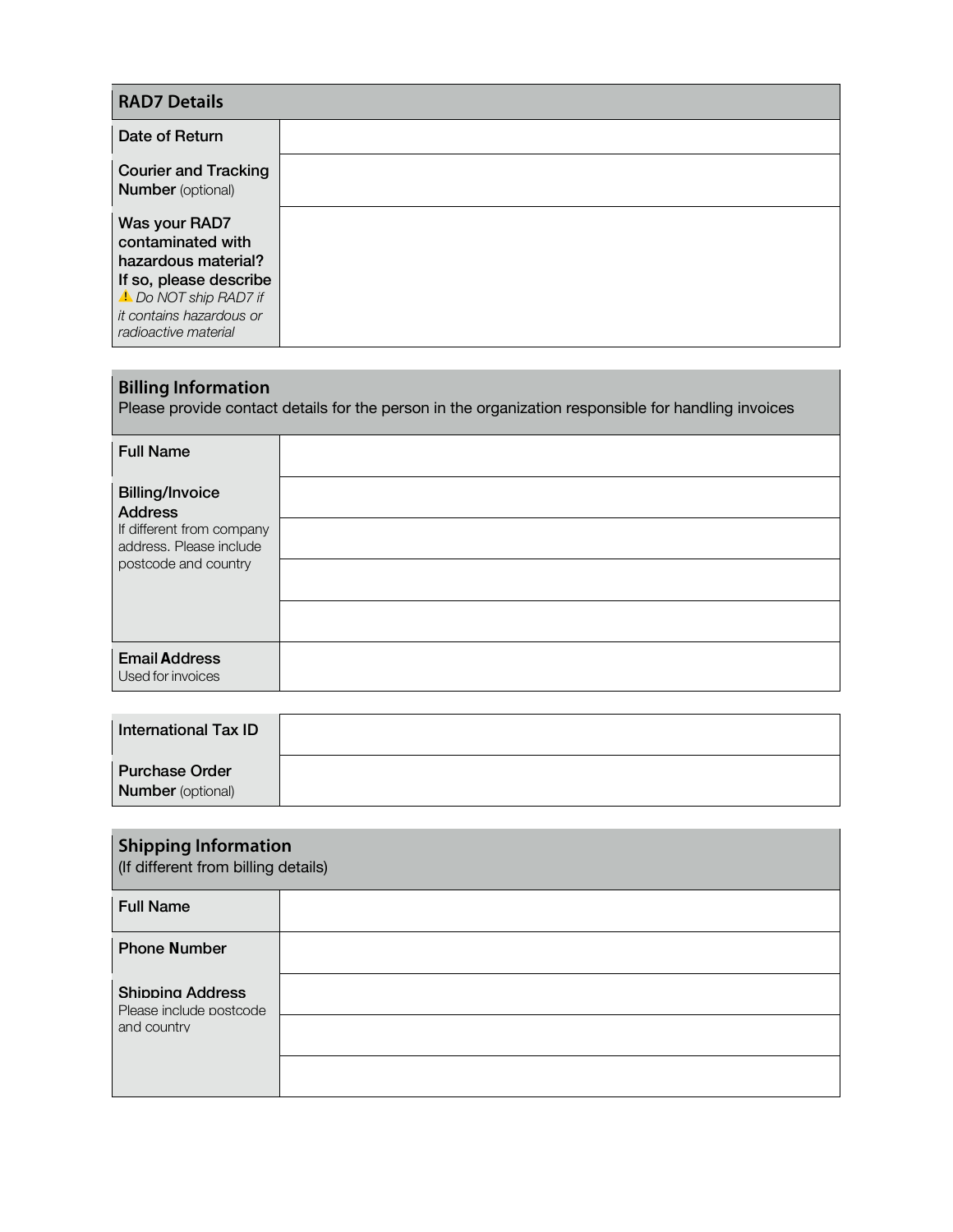| RAD7 Details | |
|---|---|
| **Date of Return** | |
| **Courier and Tracking Number** (optional) | |
| **Was your RAD7 contaminated with hazardous material? If so, please describe** ⚠ *Do NOT ship RAD7 if it contains hazardous or radioactive material* | |

| Billing Information<br>Please provide contact details for the person in the organization responsible for handling invoices | |
|---|---|
| **Full Name** | |
| **Billing/Invoice Address**<br>If different from company address. Please include postcode and country | |
| | |
| | |
| | |
| **Email Address**<br>Used for invoices | |

| | |
|---|---|
| **International Tax ID** | |
| **Purchase Order Number** (optional) | |

| Shipping Information<br>(If different from billing details) | |
|---|---|
| **Full Name** | |
| **Phone Number** | |
| **Shipping Address**<br>Please include postcode and country | |
| | |
| | |